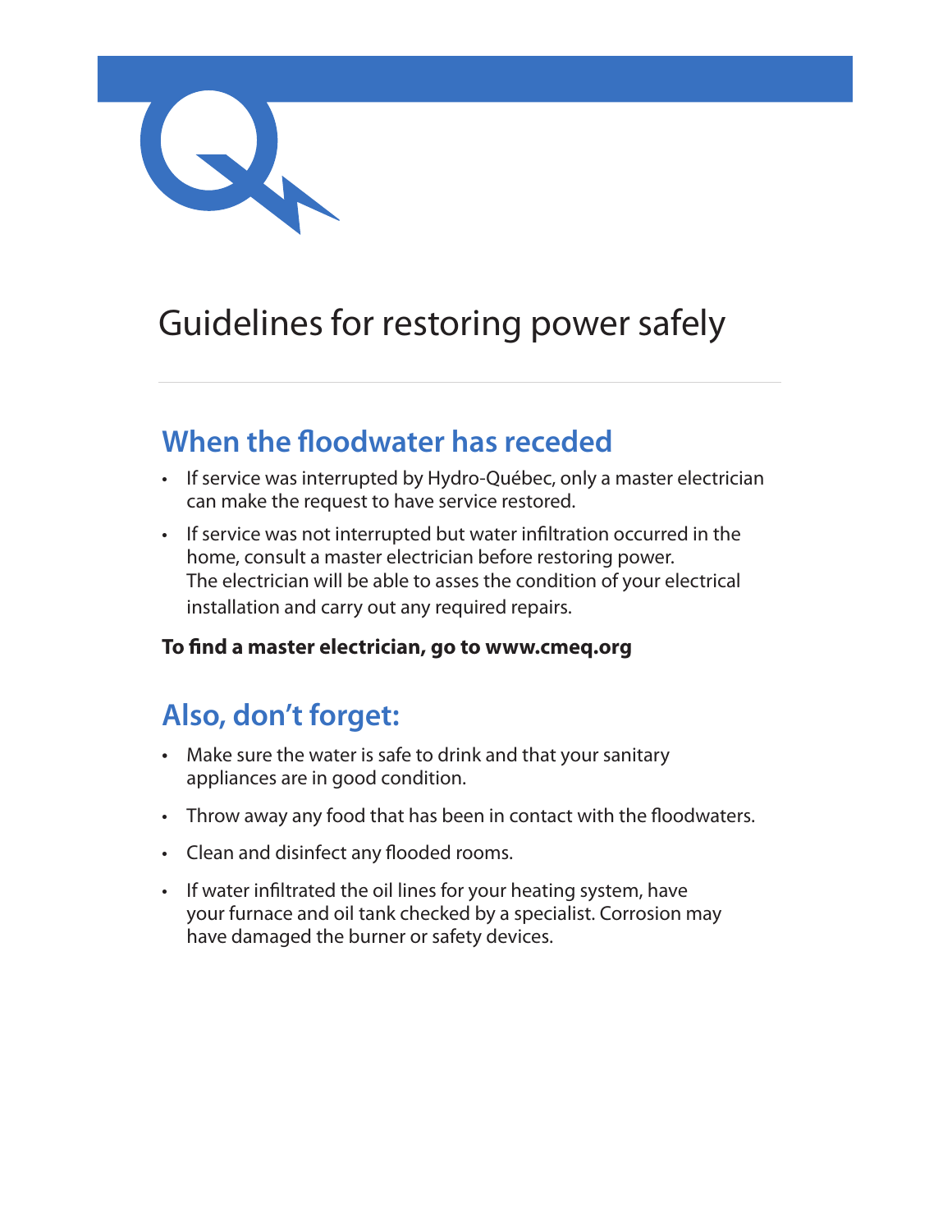# Guidelines for restoring power safely

## When the floodwater has receded

- If service was interrupted by Hydro-Québec, only a master electrician can make the request to have service restored.
- If service was not interrupted but water infiltration occurred in the home, consult a master electrician before restoring power. The electrician will be able to asses the condition of your electrical installation and carry out any required repairs.

**To find a master electrician, go to www.cmeq.org**

## Also, don't forget:

- Make sure the water is safe to drink and that your sanitary appliances are in good condition.
- Throw away any food that has been in contact with the floodwaters.
- Clean and disinfect any flooded rooms.
- If water infiltrated the oil lines for your heating system, have your furnace and oil tank checked by a specialist. Corrosion may have damaged the burner or safety devices.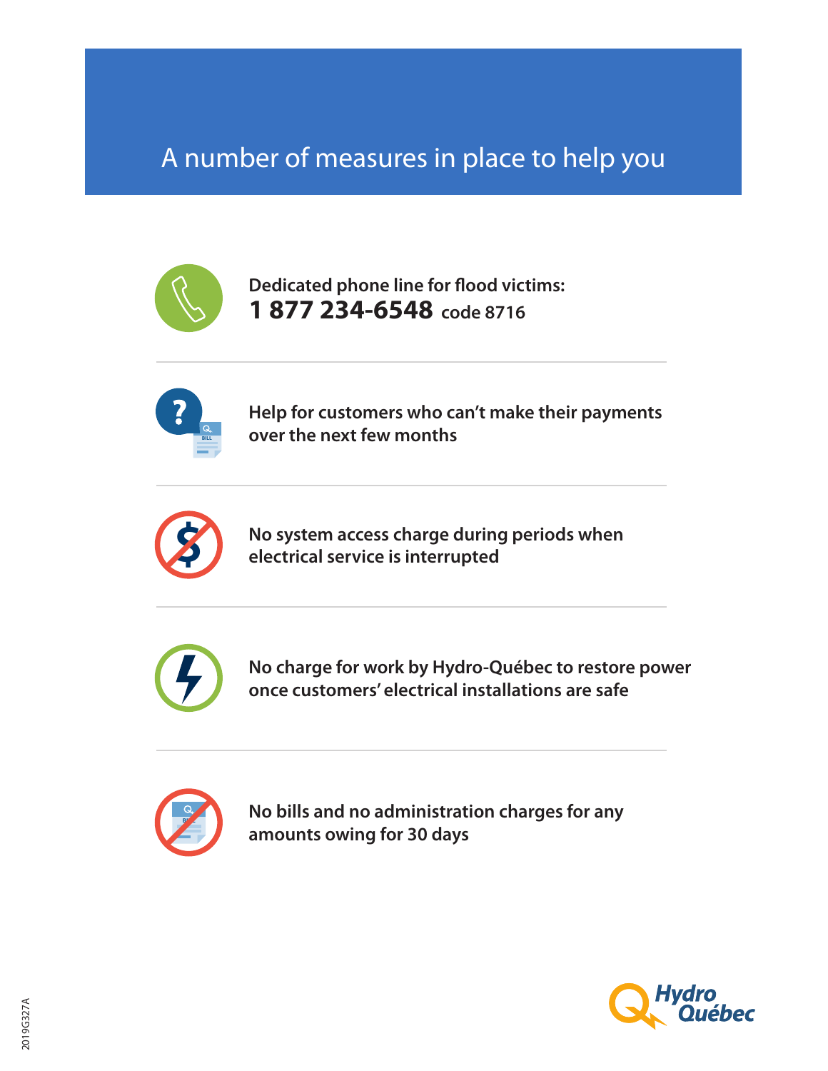# A number of measures in place to help you

**Dedicated phone line for flood victims:**
**1 877 234-6548** **code 8716**

---

**Help for customers who can't make their payments over the next few months**

---

**No system access charge during periods when electrical service is interrupted**

---

**No charge for work by Hydro-Québec to restore power once customers' electrical installations are safe**

---

**No bills and no administration charges for any amounts owing for 30 days**

Hydro Québec

2019G327A